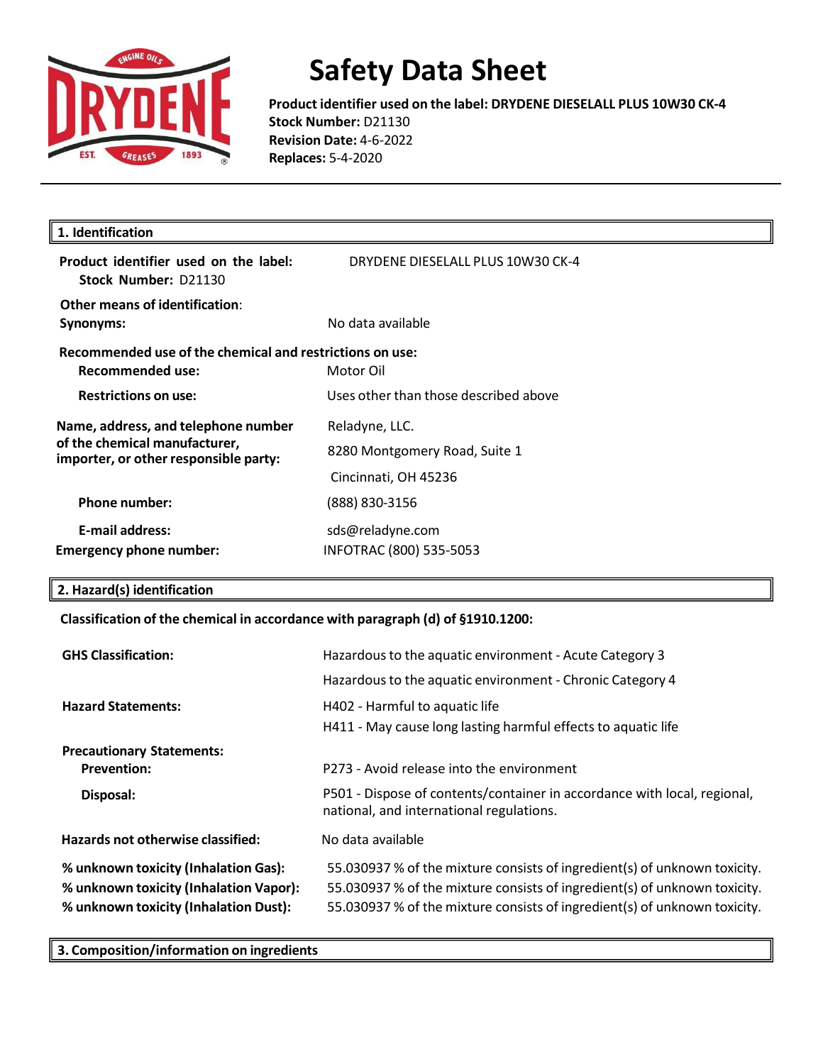# Safety Data Sheet

**Product identifier used on the label: DRYDENE DIESELALL PLUS 10W30 CK-4**
**Stock Number:** D21130
**Revision Date:** 4-6-2022
**Replaces:** 5-4-2020

## 1. Identification

**Product identifier used on the label:** DRYDENE DIESELALL PLUS 10W30 CK-4
**Stock Number:** D21130

**Other means of identification:**
**Synonyms:** No data available

**Recommended use of the chemical and restrictions on use:**
**Recommended use:** Motor Oil
**Restrictions on use:** Uses other than those described above

**Name, address, and telephone number of the chemical manufacturer, importer, or other responsible party:**
Reladyne, LLC.
8280 Montgomery Road, Suite 1
Cincinnati, OH 45236

**Phone number:** (888) 830-3156

**E-mail address:** sds@reladyne.com
**Emergency phone number:** INFOTRAC (800) 535-5053

## 2. Hazard(s) identification

**Classification of the chemical in accordance with paragraph (d) of §1910.1200:**

**GHS Classification:**
Hazardous to the aquatic environment - Acute Category 3
Hazardous to the aquatic environment - Chronic Category 4

**Hazard Statements:**
H402 - Harmful to aquatic life
H411 - May cause long lasting harmful effects to aquatic life

**Precautionary Statements:**
**Prevention:** P273 - Avoid release into the environment
**Disposal:** P501 - Dispose of contents/container in accordance with local, regional, national, and international regulations.

**Hazards not otherwise classified:** No data available

**% unknown toxicity (Inhalation Gas):** 55.030937 % of the mixture consists of ingredient(s) of unknown toxicity.
**% unknown toxicity (Inhalation Vapor):** 55.030937 % of the mixture consists of ingredient(s) of unknown toxicity.
**% unknown toxicity (Inhalation Dust):** 55.030937 % of the mixture consists of ingredient(s) of unknown toxicity.

## 3. Composition/information on ingredients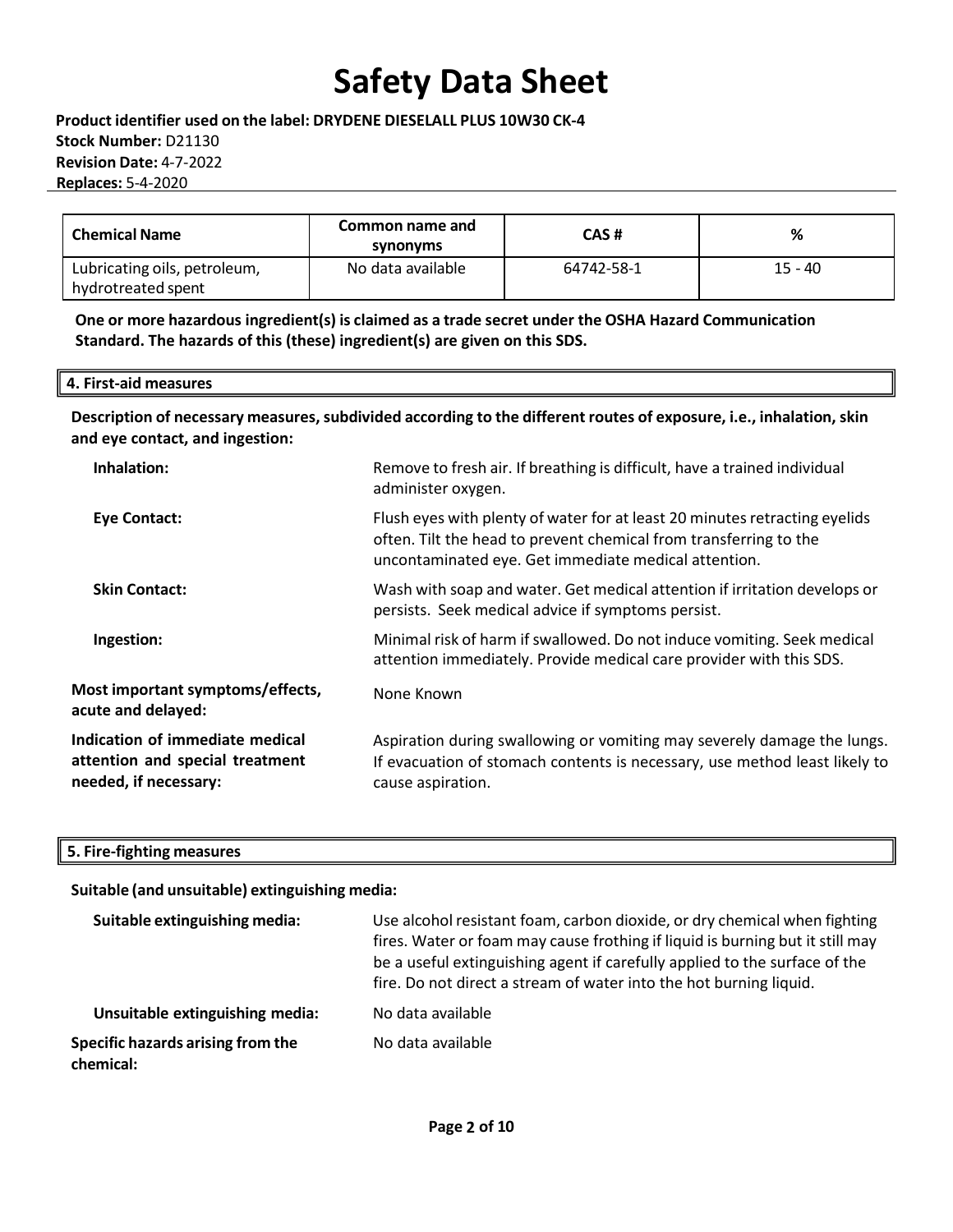# Safety Data Sheet

**Product identifier used on the label: DRYDENE DIESELALL PLUS 10W30 CK-4**
**Stock Number:** D21130
**Revision Date:** 4-7-2022
**Replaces:** 5-4-2020

| Chemical Name | Common name and synonyms | CAS # | % |
|---|---|---|---|
| Lubricating oils, petroleum, hydrotreated spent | No data available | 64742-58-1 | 15 - 40 |

**One or more hazardous ingredient(s) is claimed as a trade secret under the OSHA Hazard Communication Standard. The hazards of this (these) ingredient(s) are given on this SDS.**

## 4. First-aid measures

**Description of necessary measures, subdivided according to the different routes of exposure, i.e., inhalation, skin and eye contact, and ingestion:**

**Inhalation:** Remove to fresh air. If breathing is difficult, have a trained individual administer oxygen.

**Eye Contact:** Flush eyes with plenty of water for at least 20 minutes retracting eyelids often. Tilt the head to prevent chemical from transferring to the uncontaminated eye. Get immediate medical attention.

**Skin Contact:** Wash with soap and water. Get medical attention if irritation develops or persists. Seek medical advice if symptoms persist.

**Ingestion:** Minimal risk of harm if swallowed. Do not induce vomiting. Seek medical attention immediately. Provide medical care provider with this SDS.

**Most important symptoms/effects, acute and delayed:** None Known

**Indication of immediate medical attention and special treatment needed, if necessary:** Aspiration during swallowing or vomiting may severely damage the lungs. If evacuation of stomach contents is necessary, use method least likely to cause aspiration.

## 5. Fire-fighting measures

**Suitable (and unsuitable) extinguishing media:**

**Suitable extinguishing media:** Use alcohol resistant foam, carbon dioxide, or dry chemical when fighting fires. Water or foam may cause frothing if liquid is burning but it still may be a useful extinguishing agent if carefully applied to the surface of the fire. Do not direct a stream of water into the hot burning liquid.

**Unsuitable extinguishing media:** No data available

**Specific hazards arising from the chemical:** No data available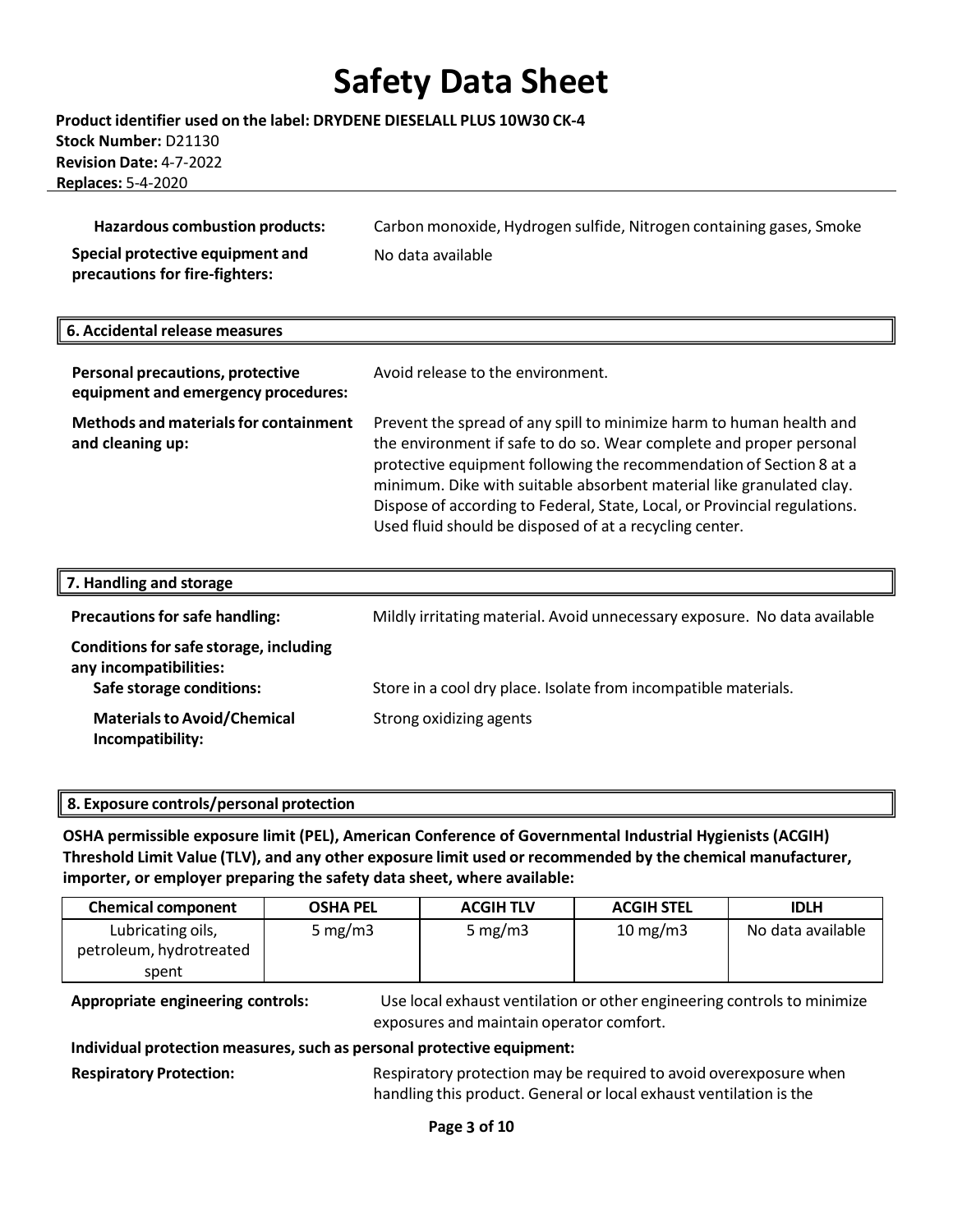| | |
|---|---|
| **Hazardous combustion products:** | Carbon monoxide, Hydrogen sulfide, Nitrogen containing gases, Smoke |
| **Special protective equipment and precautions for fire-fighters:** | No data available |

## 6. Accidental release measures

| | |
|---|---|
| **Personal precautions, protective equipment and emergency procedures:** | Avoid release to the environment. |
| **Methods and materials for containment and cleaning up:** | Prevent the spread of any spill to minimize harm to human health and the environment if safe to do so. Wear complete and proper personal protective equipment following the recommendation of Section 8 at a minimum. Dike with suitable absorbent material like granulated clay. Dispose of according to Federal, State, Local, or Provincial regulations. Used fluid should be disposed of at a recycling center. |

## 7. Handling and storage

| | |
|---|---|
| **Precautions for safe handling:** | Mildly irritating material. Avoid unnecessary exposure. No data available |
| **Conditions for safe storage, including any incompatibilities:** | |
| **Safe storage conditions:** | Store in a cool dry place. Isolate from incompatible materials. |
| **Materials to Avoid/Chemical Incompatibility:** | Strong oxidizing agents |

## 8. Exposure controls/personal protection

**OSHA permissible exposure limit (PEL), American Conference of Governmental Industrial Hygienists (ACGIH) Threshold Limit Value (TLV), and any other exposure limit used or recommended by the chemical manufacturer, importer, or employer preparing the safety data sheet, where available:**

| Chemical component | OSHA PEL | ACGIH TLV | ACGIH STEL | IDLH |
|---|---|---|---|---|
| Lubricating oils, petroleum, hydrotreated spent | 5 mg/m3 | 5 mg/m3 | 10 mg/m3 | No data available |

**Appropriate engineering controls:** Use local exhaust ventilation or other engineering controls to minimize exposures and maintain operator comfort.

**Individual protection measures, such as personal protective equipment:**

**Respiratory Protection:** Respiratory protection may be required to avoid overexposure when handling this product. General or local exhaust ventilation is the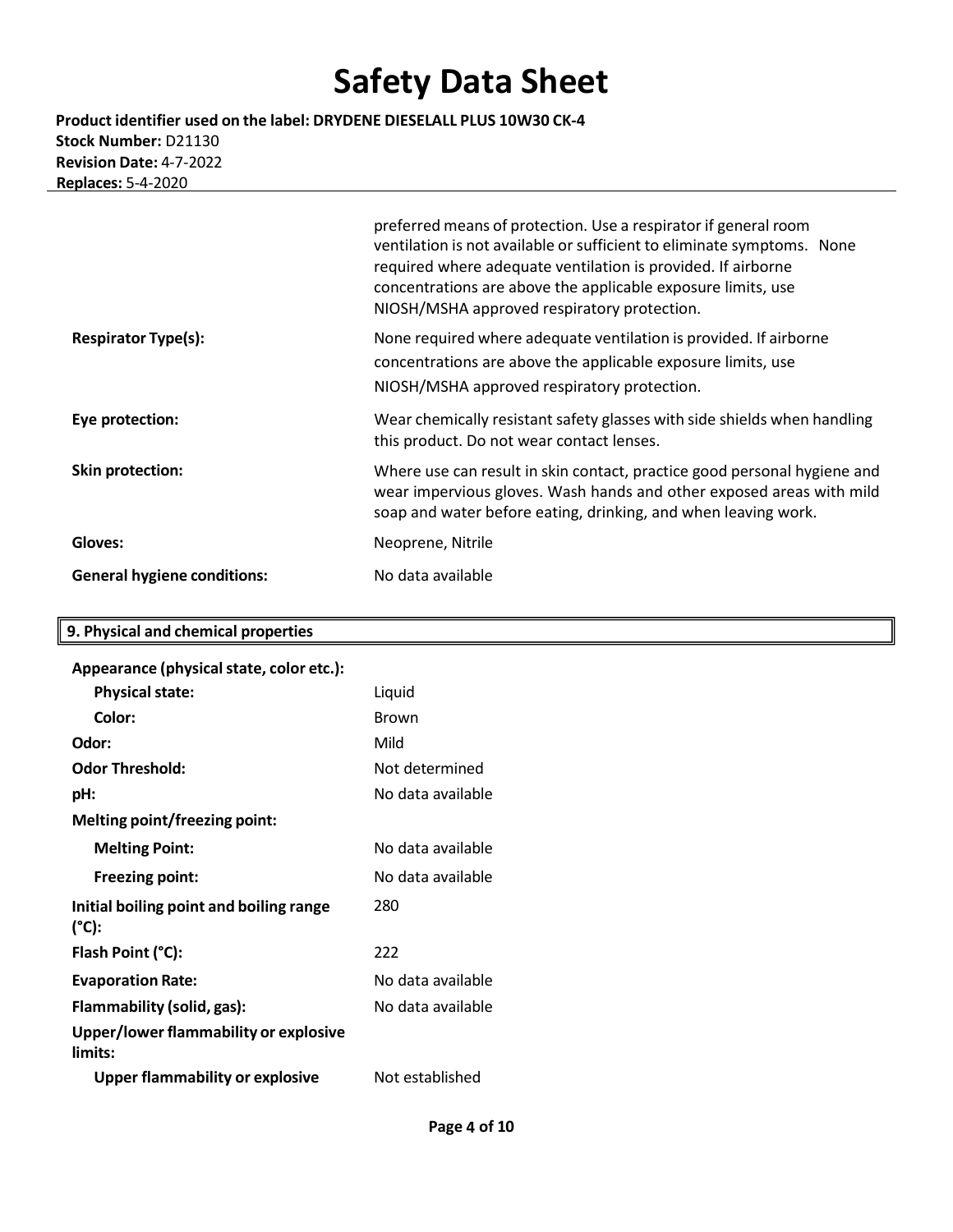**Product identifier used on the label: DRYDENE DIESELALL PLUS 10W30 CK-4**
**Stock Number:** D21130
**Revision Date:** 4-7-2022
**Replaces:** 5-4-2020

| | |
|---|---|
| | preferred means of protection. Use a respirator if general room ventilation is not available or sufficient to eliminate symptoms. None required where adequate ventilation is provided. If airborne concentrations are above the applicable exposure limits, use NIOSH/MSHA approved respiratory protection. |
| **Respirator Type(s):** | None required where adequate ventilation is provided. If airborne concentrations are above the applicable exposure limits, use NIOSH/MSHA approved respiratory protection. |
| **Eye protection:** | Wear chemically resistant safety glasses with side shields when handling this product. Do not wear contact lenses. |
| **Skin protection:** | Where use can result in skin contact, practice good personal hygiene and wear impervious gloves. Wash hands and other exposed areas with mild soap and water before eating, drinking, and when leaving work. |
| **Gloves:** | Neoprene, Nitrile |
| **General hygiene conditions:** | No data available |

## 9. Physical and chemical properties

| | |
|---|---|
| **Appearance (physical state, color etc.):** | |
| **Physical state:** | Liquid |
| **Color:** | Brown |
| **Odor:** | Mild |
| **Odor Threshold:** | Not determined |
| **pH:** | No data available |
| **Melting point/freezing point:** | |
| **Melting Point:** | No data available |
| **Freezing point:** | No data available |
| **Initial boiling point and boiling range (°C):** | 280 |
| **Flash Point (°C):** | 222 |
| **Evaporation Rate:** | No data available |
| **Flammability (solid, gas):** | No data available |
| **Upper/lower flammability or explosive limits:** | |
| **Upper flammability or explosive** | Not established |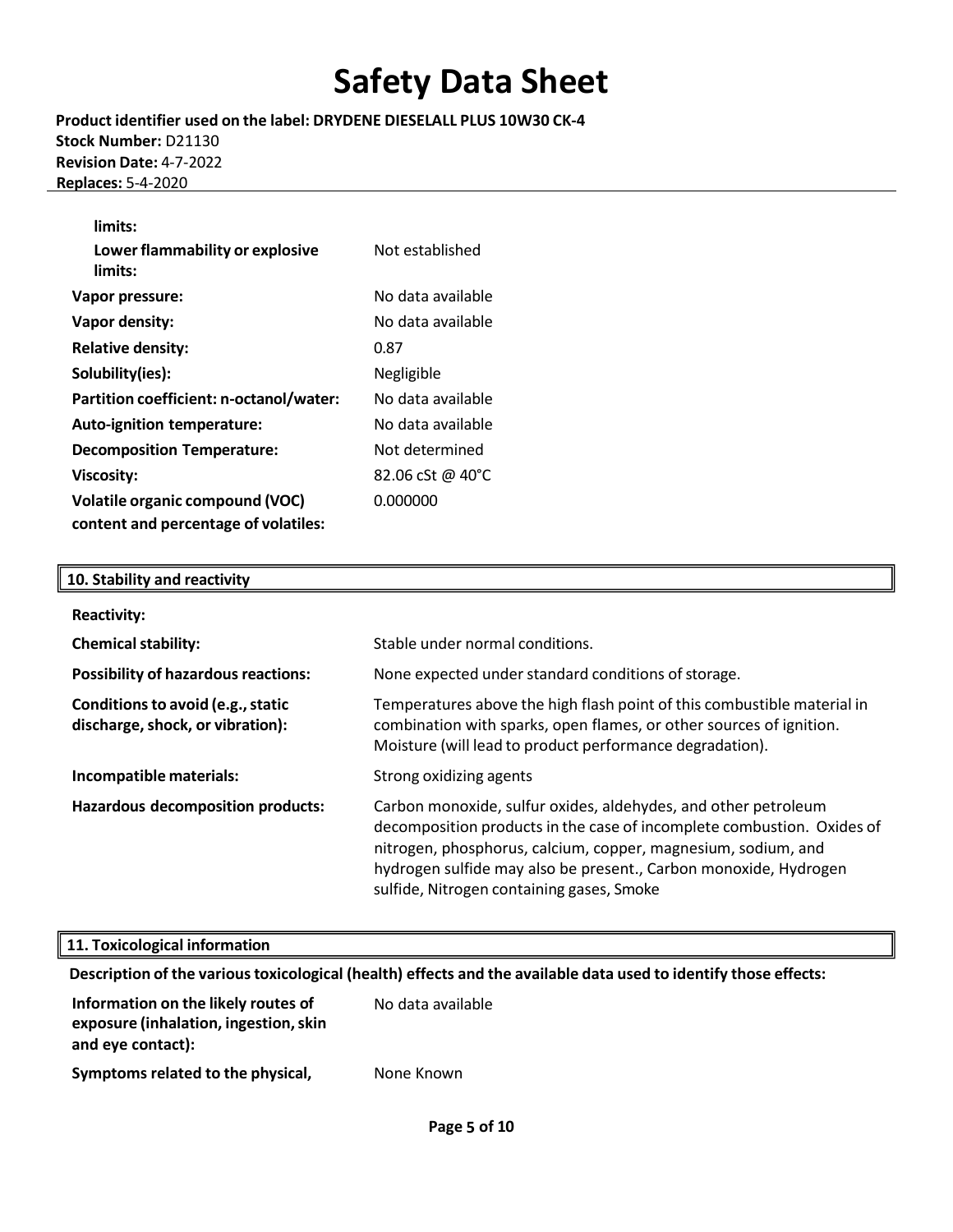| | |
|---|---|
| **limits:** | |
| **Lower flammability or explosive limits:** | Not established |
| **Vapor pressure:** | No data available |
| **Vapor density:** | No data available |
| **Relative density:** | 0.87 |
| **Solubility(ies):** | Negligible |
| **Partition coefficient: n-octanol/water:** | No data available |
| **Auto-ignition temperature:** | No data available |
| **Decomposition Temperature:** | Not determined |
| **Viscosity:** | 82.06 cSt @ 40°C |
| **Volatile organic compound (VOC) content and percentage of volatiles:** | 0.000000 |

## 10. Stability and reactivity

| | |
|---|---|
| **Reactivity:** | |
| **Chemical stability:** | Stable under normal conditions. |
| **Possibility of hazardous reactions:** | None expected under standard conditions of storage. |
| **Conditions to avoid (e.g., static discharge, shock, or vibration):** | Temperatures above the high flash point of this combustible material in combination with sparks, open flames, or other sources of ignition. Moisture (will lead to product performance degradation). |
| **Incompatible materials:** | Strong oxidizing agents |
| **Hazardous decomposition products:** | Carbon monoxide, sulfur oxides, aldehydes, and other petroleum decomposition products in the case of incomplete combustion. Oxides of nitrogen, phosphorus, calcium, copper, magnesium, sodium, and hydrogen sulfide may also be present., Carbon monoxide, Hydrogen sulfide, Nitrogen containing gases, Smoke |

## 11. Toxicological information

**Description of the various toxicological (health) effects and the available data used to identify those effects:**

| | |
|---|---|
| **Information on the likely routes of exposure (inhalation, ingestion, skin and eye contact):** | No data available |
| **Symptoms related to the physical,** | None Known |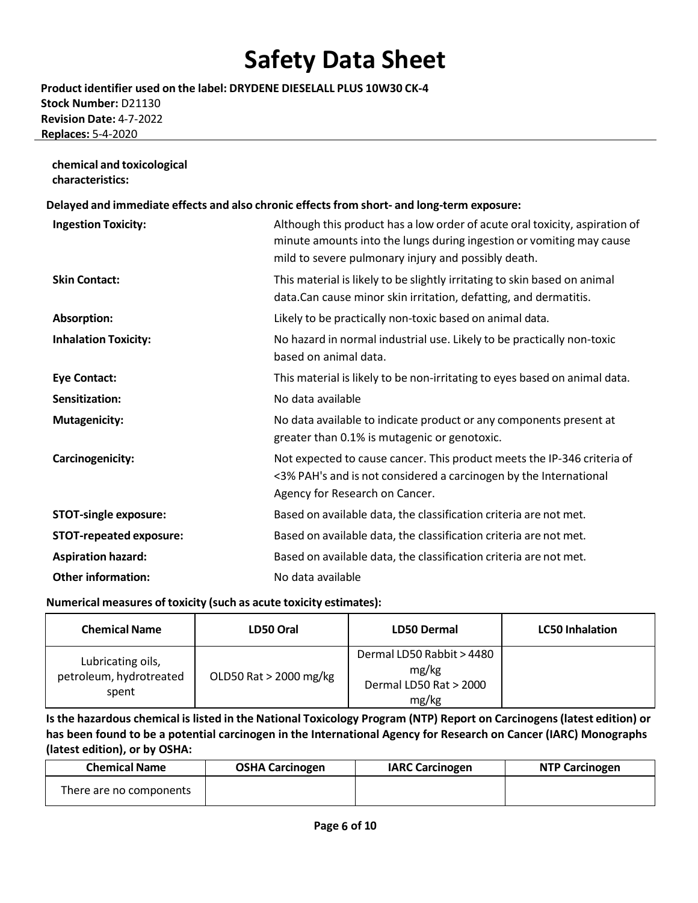**chemical and toxicological characteristics:**

**Delayed and immediate effects and also chronic effects from short- and long-term exposure:**

| | |
|---|---|
| **Ingestion Toxicity:** | Although this product has a low order of acute oral toxicity, aspiration of minute amounts into the lungs during ingestion or vomiting may cause mild to severe pulmonary injury and possibly death. |
| **Skin Contact:** | This material is likely to be slightly irritating to skin based on animal data.Can cause minor skin irritation, defatting, and dermatitis. |
| **Absorption:** | Likely to be practically non-toxic based on animal data. |
| **Inhalation Toxicity:** | No hazard in normal industrial use. Likely to be practically non-toxic based on animal data. |
| **Eye Contact:** | This material is likely to be non-irritating to eyes based on animal data. |
| **Sensitization:** | No data available |
| **Mutagenicity:** | No data available to indicate product or any components present at greater than 0.1% is mutagenic or genotoxic. |
| **Carcinogenicity:** | Not expected to cause cancer. This product meets the IP-346 criteria of <3% PAH's and is not considered a carcinogen by the International Agency for Research on Cancer. |
| **STOT-single exposure:** | Based on available data, the classification criteria are not met. |
| **STOT-repeated exposure:** | Based on available data, the classification criteria are not met. |
| **Aspiration hazard:** | Based on available data, the classification criteria are not met. |
| **Other information:** | No data available |

**Numerical measures of toxicity (such as acute toxicity estimates):**

| Chemical Name | LD50 Oral | LD50 Dermal | LC50 Inhalation |
|---|---|---|---|
| Lubricating oils, petroleum, hydrotreated spent | OLD50 Rat > 2000 mg/kg | Dermal LD50 Rabbit > 4480 mg/kg<br>Dermal LD50 Rat > 2000 mg/kg | |

**Is the hazardous chemical is listed in the National Toxicology Program (NTP) Report on Carcinogens (latest edition) or has been found to be a potential carcinogen in the International Agency for Research on Cancer (IARC) Monographs (latest edition), or by OSHA:**

| Chemical Name | OSHA Carcinogen | IARC Carcinogen | NTP Carcinogen |
|---|---|---|---|
| There are no components | | | |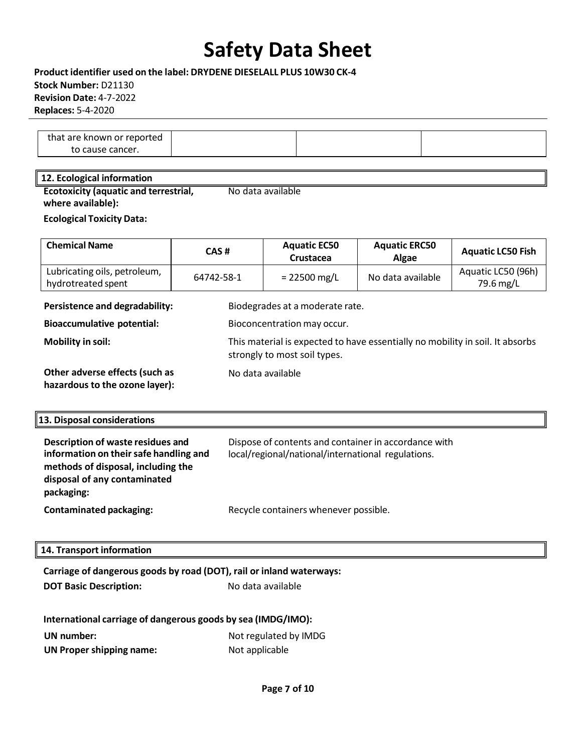| that are known or reported to cause cancer. | | | |
|---|---|---|---|

## 12. Ecological information

**Ecotoxicity (aquatic and terrestrial, where available):** No data available

**Ecological Toxicity Data:**

| Chemical Name | CAS # | Aquatic EC50 Crustacea | Aquatic ERC50 Algae | Aquatic LC50 Fish |
|---|---|---|---|---|
| Lubricating oils, petroleum, hydrotreated spent | 64742-58-1 | = 22500 mg/L | No data available | Aquatic LC50 (96h) 79.6 mg/L |

**Persistence and degradability:** Biodegrades at a moderate rate.

**Bioaccumulative potential:** Bioconcentration may occur.

**Mobility in soil:** This material is expected to have essentially no mobility in soil. It absorbs strongly to most soil types.

**Other adverse effects (such as hazardous to the ozone layer):** No data available

## 13. Disposal considerations

**Description of waste residues and information on their safe handling and methods of disposal, including the disposal of any contaminated packaging:** Dispose of contents and container in accordance with local/regional/national/international regulations.

**Contaminated packaging:** Recycle containers whenever possible.

## 14. Transport information

**Carriage of dangerous goods by road (DOT), rail or inland waterways:**

**DOT Basic Description:** No data available

**International carriage of dangerous goods by sea (IMDG/IMO):**

**UN number:** Not regulated by IMDG

**UN Proper shipping name:** Not applicable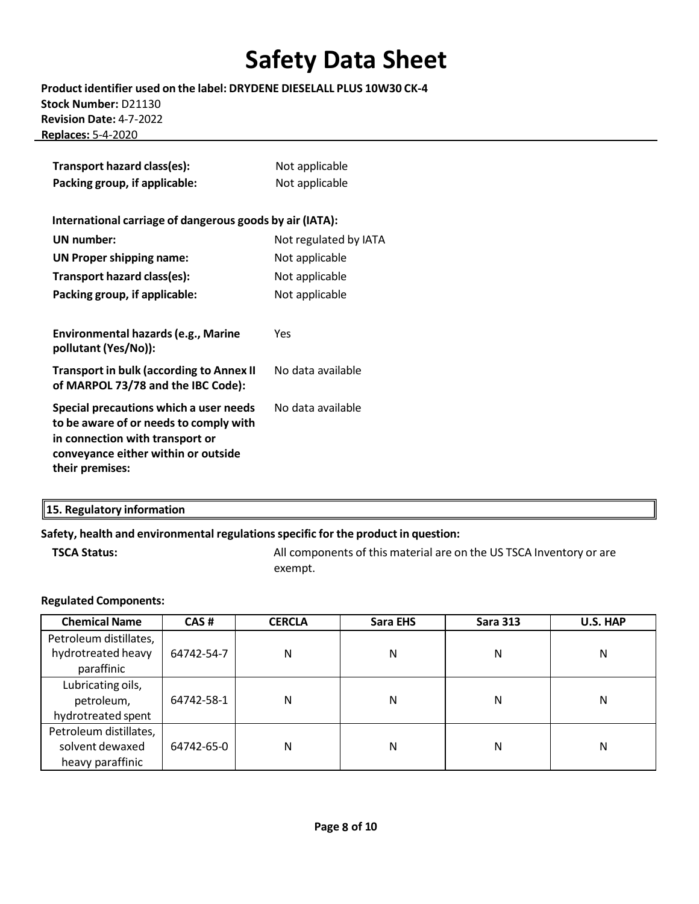# Safety Data Sheet

**Product identifier used on the label: DRYDENE DIESELALL PLUS 10W30 CK-4**
**Stock Number:** D21130
**Revision Date:** 4-7-2022
**Replaces:** 5-4-2020

**Transport hazard class(es):** Not applicable
**Packing group, if applicable:** Not applicable

**International carriage of dangerous goods by air (IATA):**

**UN number:** Not regulated by IATA
**UN Proper shipping name:** Not applicable
**Transport hazard class(es):** Not applicable
**Packing group, if applicable:** Not applicable

**Environmental hazards (e.g., Marine pollutant (Yes/No)):** Yes

**Transport in bulk (according to Annex II of MARPOL 73/78 and the IBC Code):** No data available

**Special precautions which a user needs to be aware of or needs to comply with in connection with transport or conveyance either within or outside their premises:** No data available

## 15. Regulatory information

**Safety, health and environmental regulations specific for the product in question:**

**TSCA Status:** All components of this material are on the US TSCA Inventory or are exempt.

**Regulated Components:**

| Chemical Name | CAS # | CERCLA | Sara EHS | Sara 313 | U.S. HAP |
|---|---|---|---|---|---|
| Petroleum distillates, hydrotreated heavy paraffinic | 64742-54-7 | N | N | N | N |
| Lubricating oils, petroleum, hydrotreated spent | 64742-58-1 | N | N | N | N |
| Petroleum distillates, solvent dewaxed heavy paraffinic | 64742-65-0 | N | N | N | N |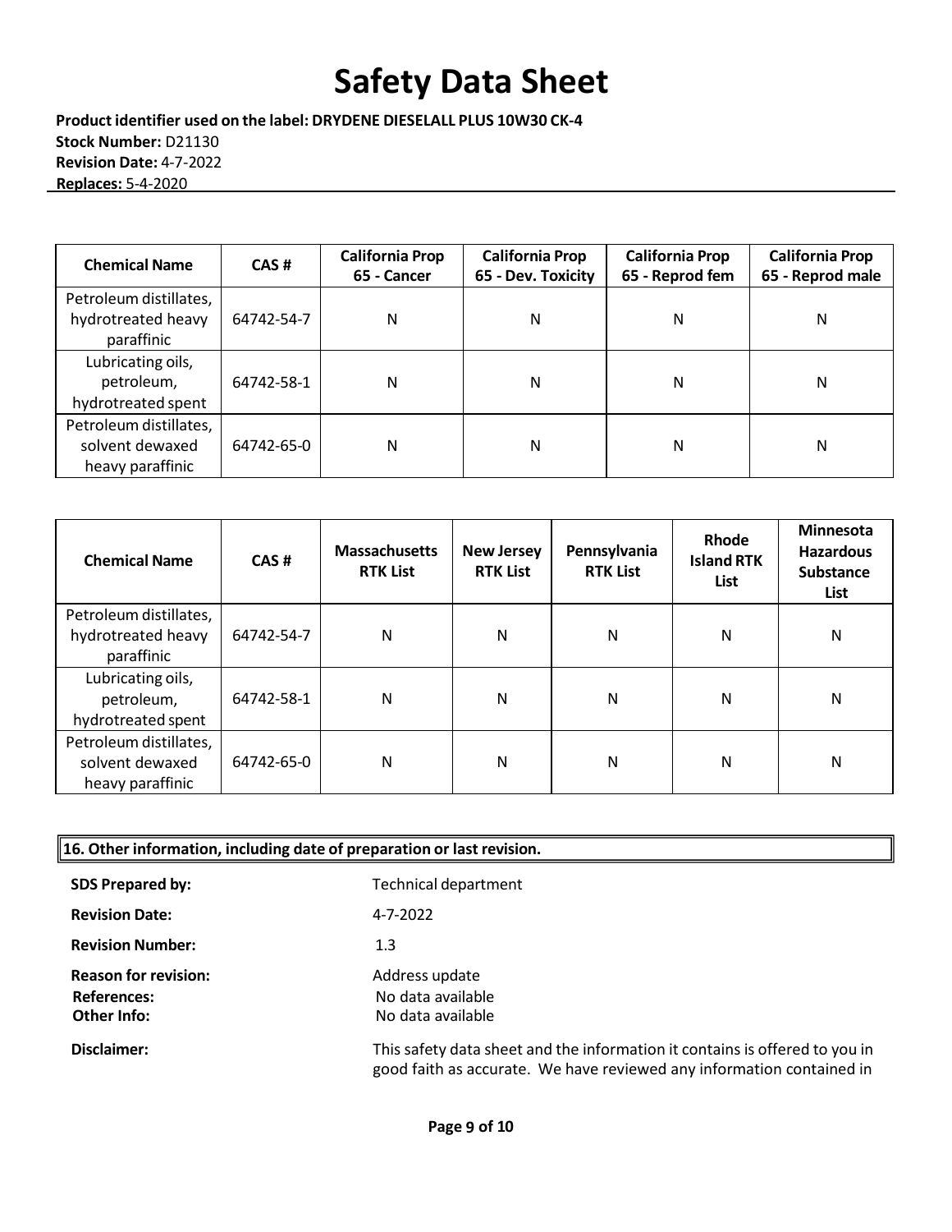# Safety Data Sheet

**Product identifier used on the label: DRYDENE DIESELALL PLUS 10W30 CK-4**
**Stock Number:** D21130
**Revision Date:** 4-7-2022
**Replaces:** 5-4-2020

| Chemical Name | CAS # | California Prop 65 - Cancer | California Prop 65 - Dev. Toxicity | California Prop 65 - Reprod fem | California Prop 65 - Reprod male |
|---|---|---|---|---|---|
| Petroleum distillates, hydrotreated heavy paraffinic | 64742-54-7 | N | N | N | N |
| Lubricating oils, petroleum, hydrotreated spent | 64742-58-1 | N | N | N | N |
| Petroleum distillates, solvent dewaxed heavy paraffinic | 64742-65-0 | N | N | N | N |

| Chemical Name | CAS # | Massachusetts RTK List | New Jersey RTK List | Pennsylvania RTK List | Rhode Island RTK List | Minnesota Hazardous Substance List |
|---|---|---|---|---|---|---|
| Petroleum distillates, hydrotreated heavy paraffinic | 64742-54-7 | N | N | N | N | N |
| Lubricating oils, petroleum, hydrotreated spent | 64742-58-1 | N | N | N | N | N |
| Petroleum distillates, solvent dewaxed heavy paraffinic | 64742-65-0 | N | N | N | N | N |

## 16. Other information, including date of preparation or last revision.

**SDS Prepared by:** Technical department

**Revision Date:** 4-7-2022

**Revision Number:** 1.3

**Reason for revision:** Address update
**References:** No data available
**Other Info:** No data available

**Disclaimer:** This safety data sheet and the information it contains is offered to you in good faith as accurate. We have reviewed any information contained in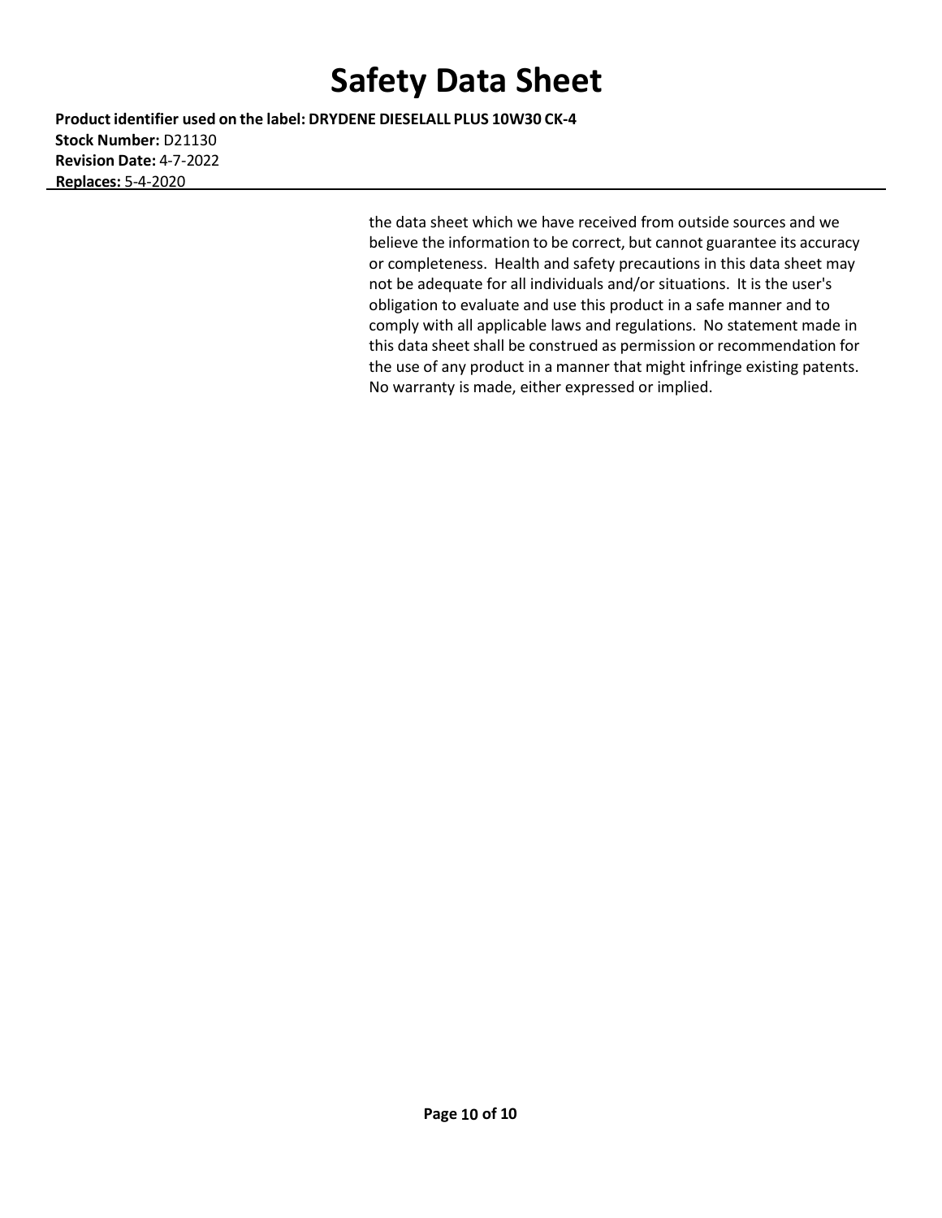the data sheet which we have received from outside sources and we believe the information to be correct, but cannot guarantee its accuracy or completeness. Health and safety precautions in this data sheet may not be adequate for all individuals and/or situations. It is the user's obligation to evaluate and use this product in a safe manner and to comply with all applicable laws and regulations. No statement made in this data sheet shall be construed as permission or recommendation for the use of any product in a manner that might infringe existing patents. No warranty is made, either expressed or implied.